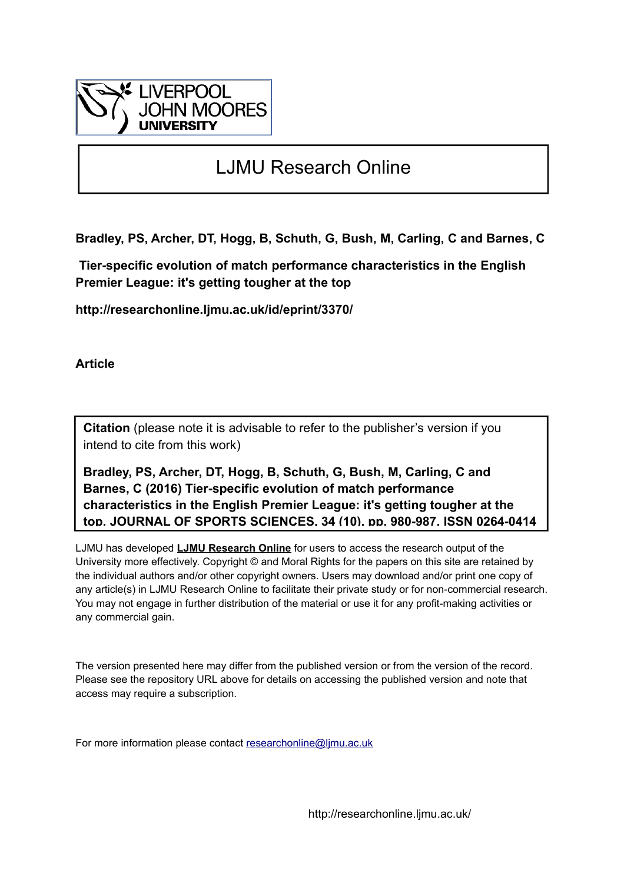LIVERPOOL JOHN MOORES UNIVERSITY

# LJMU Research Online

**Bradley, PS, Archer, DT, Hogg, B, Schuth, G, Bush, M, Carling, C and Barnes, C**

**Tier-specific evolution of match performance characteristics in the English Premier League: it's getting tougher at the top**

**http://researchonline.ljmu.ac.uk/id/eprint/3370/**

**Article**

**Citation** (please note it is advisable to refer to the publisher's version if you intend to cite from this work)

**Bradley, PS, Archer, DT, Hogg, B, Schuth, G, Bush, M, Carling, C and Barnes, C (2016) Tier-specific evolution of match performance characteristics in the English Premier League: it's getting tougher at the top. JOURNAL OF SPORTS SCIENCES, 34 (10). pp. 980-987. ISSN 0264-0414**

LJMU has developed **LJMU Research Online** for users to access the research output of the University more effectively. Copyright © and Moral Rights for the papers on this site are retained by the individual authors and/or other copyright owners. Users may download and/or print one copy of any article(s) in LJMU Research Online to facilitate their private study or for non-commercial research. You may not engage in further distribution of the material or use it for any profit-making activities or any commercial gain.

The version presented here may differ from the published version or from the version of the record. Please see the repository URL above for details on accessing the published version and note that access may require a subscription.

For more information please contact researchonline@ljmu.ac.uk

http://researchonline.ljmu.ac.uk/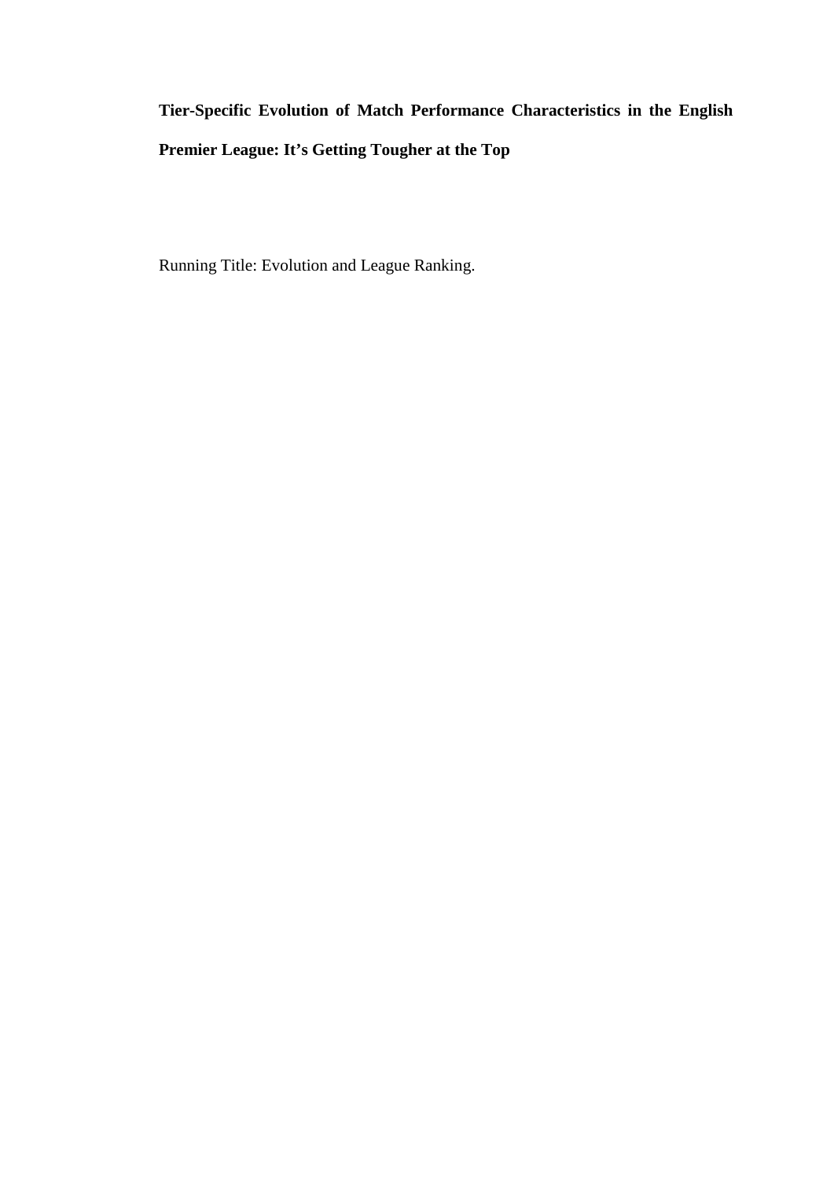**Tier-Specific Evolution of Match Performance Characteristics in the English Premier League: It's Getting Tougher at the Top**

Running Title: Evolution and League Ranking.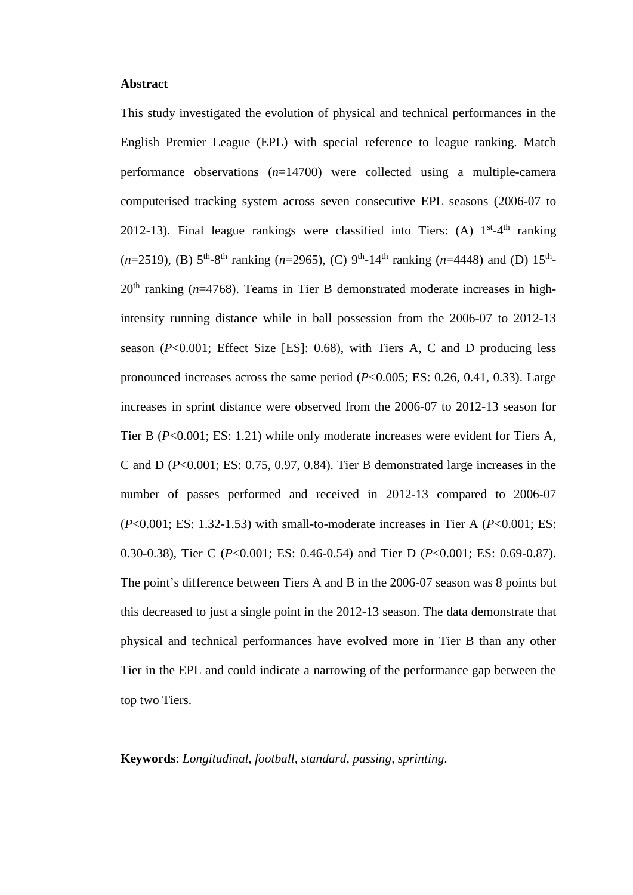**Abstract**

This study investigated the evolution of physical and technical performances in the English Premier League (EPL) with special reference to league ranking. Match performance observations (*n*=14700) were collected using a multiple-camera computerised tracking system across seven consecutive EPL seasons (2006-07 to 2012-13). Final league rankings were classified into Tiers: (A) 1$^{st}$-4$^{th}$ ranking (*n*=2519), (B) 5$^{th}$-8$^{th}$ ranking (*n*=2965), (C) 9$^{th}$-14$^{th}$ ranking (*n*=4448) and (D) 15$^{th}$-20$^{th}$ ranking (*n*=4768). Teams in Tier B demonstrated moderate increases in high-intensity running distance while in ball possession from the 2006-07 to 2012-13 season ($P$<0.001; Effect Size [ES]: 0.68), with Tiers A, C and D producing less pronounced increases across the same period ($P$<0.005; ES: 0.26, 0.41, 0.33). Large increases in sprint distance were observed from the 2006-07 to 2012-13 season for Tier B ($P$<0.001; ES: 1.21) while only moderate increases were evident for Tiers A, C and D ($P$<0.001; ES: 0.75, 0.97, 0.84). Tier B demonstrated large increases in the number of passes performed and received in 2012-13 compared to 2006-07 ($P$<0.001; ES: 1.32-1.53) with small-to-moderate increases in Tier A ($P$<0.001; ES: 0.30-0.38), Tier C ($P$<0.001; ES: 0.46-0.54) and Tier D ($P$<0.001; ES: 0.69-0.87). The point's difference between Tiers A and B in the 2006-07 season was 8 points but this decreased to just a single point in the 2012-13 season. The data demonstrate that physical and technical performances have evolved more in Tier B than any other Tier in the EPL and could indicate a narrowing of the performance gap between the top two Tiers.

**Keywords**: *Longitudinal*, *football*, *standard*, *passing*, *sprinting*.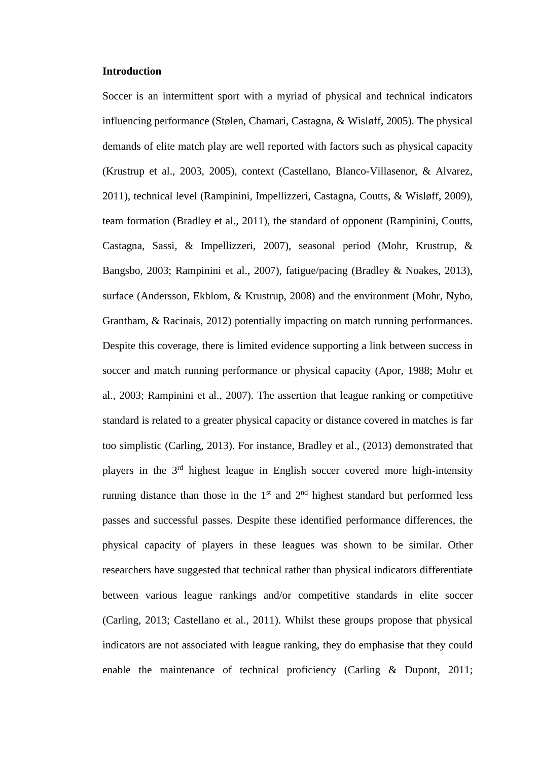## Introduction

Soccer is an intermittent sport with a myriad of physical and technical indicators influencing performance (Stølen, Chamari, Castagna, & Wisløff, 2005). The physical demands of elite match play are well reported with factors such as physical capacity (Krustrup et al., 2003, 2005), context (Castellano, Blanco-Villasenor, & Alvarez, 2011), technical level (Rampinini, Impellizzeri, Castagna, Coutts, & Wisløff, 2009), team formation (Bradley et al., 2011), the standard of opponent (Rampinini, Coutts, Castagna, Sassi, & Impellizzeri, 2007), seasonal period (Mohr, Krustrup, & Bangsbo, 2003; Rampinini et al., 2007), fatigue/pacing (Bradley & Noakes, 2013), surface (Andersson, Ekblom, & Krustrup, 2008) and the environment (Mohr, Nybo, Grantham, & Racinais, 2012) potentially impacting on match running performances. Despite this coverage, there is limited evidence supporting a link between success in soccer and match running performance or physical capacity (Apor, 1988; Mohr et al., 2003; Rampinini et al., 2007). The assertion that league ranking or competitive standard is related to a greater physical capacity or distance covered in matches is far too simplistic (Carling, 2013). For instance, Bradley et al., (2013) demonstrated that players in the 3rd highest league in English soccer covered more high-intensity running distance than those in the 1st and 2nd highest standard but performed less passes and successful passes. Despite these identified performance differences, the physical capacity of players in these leagues was shown to be similar. Other researchers have suggested that technical rather than physical indicators differentiate between various league rankings and/or competitive standards in elite soccer (Carling, 2013; Castellano et al., 2011). Whilst these groups propose that physical indicators are not associated with league ranking, they do emphasise that they could enable the maintenance of technical proficiency (Carling & Dupont, 2011;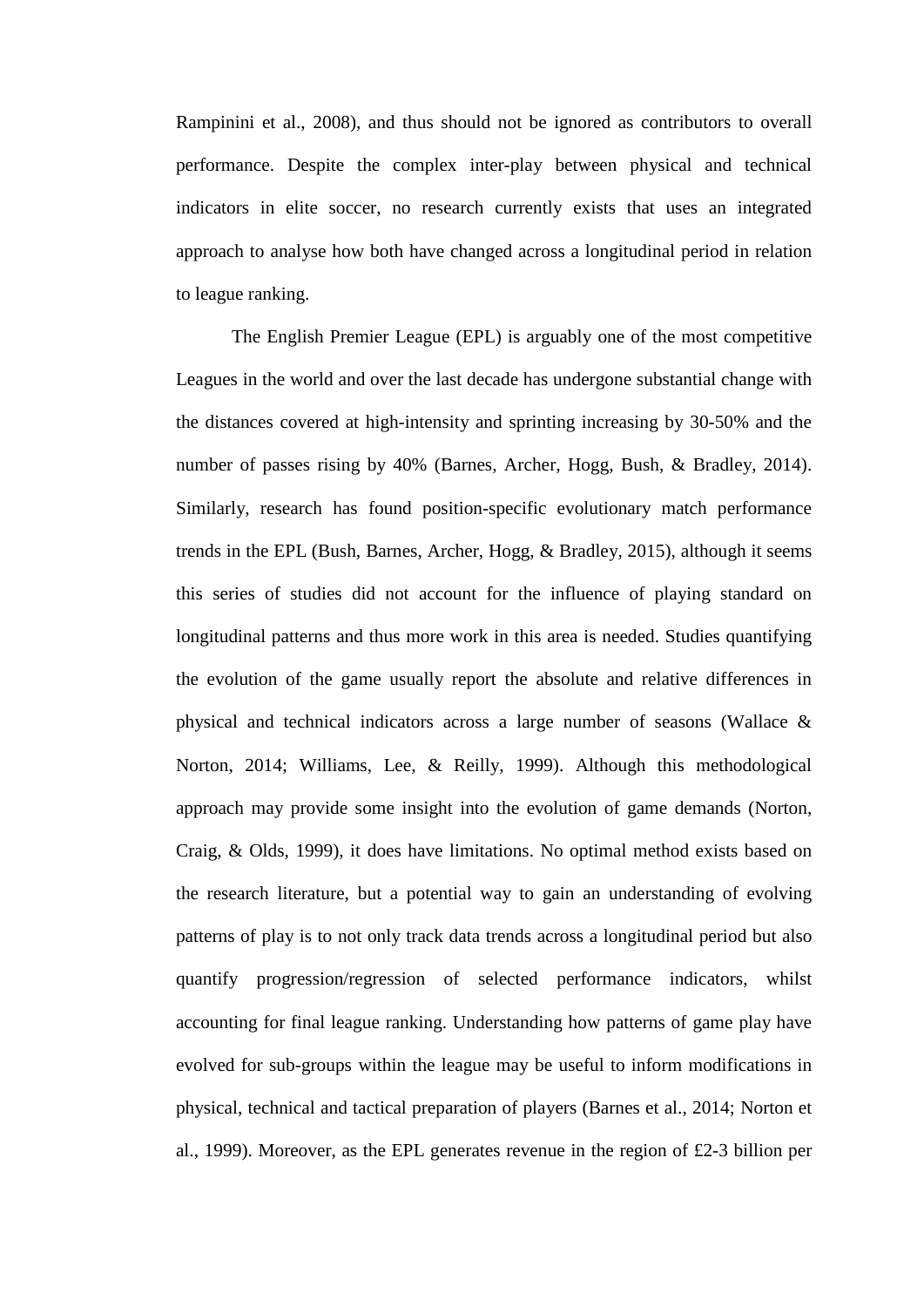Rampinini et al., 2008), and thus should not be ignored as contributors to overall performance. Despite the complex inter-play between physical and technical indicators in elite soccer, no research currently exists that uses an integrated approach to analyse how both have changed across a longitudinal period in relation to league ranking.

The English Premier League (EPL) is arguably one of the most competitive Leagues in the world and over the last decade has undergone substantial change with the distances covered at high-intensity and sprinting increasing by 30-50% and the number of passes rising by 40% (Barnes, Archer, Hogg, Bush, & Bradley, 2014). Similarly, research has found position-specific evolutionary match performance trends in the EPL (Bush, Barnes, Archer, Hogg, & Bradley, 2015), although it seems this series of studies did not account for the influence of playing standard on longitudinal patterns and thus more work in this area is needed. Studies quantifying the evolution of the game usually report the absolute and relative differences in physical and technical indicators across a large number of seasons (Wallace & Norton, 2014; Williams, Lee, & Reilly, 1999). Although this methodological approach may provide some insight into the evolution of game demands (Norton, Craig, & Olds, 1999), it does have limitations. No optimal method exists based on the research literature, but a potential way to gain an understanding of evolving patterns of play is to not only track data trends across a longitudinal period but also quantify progression/regression of selected performance indicators, whilst accounting for final league ranking. Understanding how patterns of game play have evolved for sub-groups within the league may be useful to inform modifications in physical, technical and tactical preparation of players (Barnes et al., 2014; Norton et al., 1999). Moreover, as the EPL generates revenue in the region of £2-3 billion per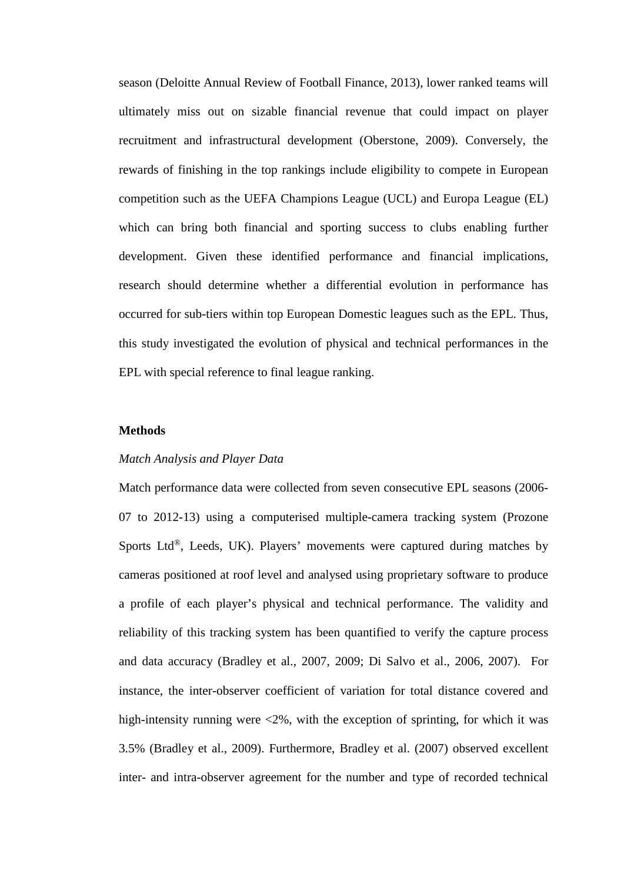season (Deloitte Annual Review of Football Finance, 2013), lower ranked teams will ultimately miss out on sizable financial revenue that could impact on player recruitment and infrastructural development (Oberstone, 2009). Conversely, the rewards of finishing in the top rankings include eligibility to compete in European competition such as the UEFA Champions League (UCL) and Europa League (EL) which can bring both financial and sporting success to clubs enabling further development. Given these identified performance and financial implications, research should determine whether a differential evolution in performance has occurred for sub-tiers within top European Domestic leagues such as the EPL. Thus, this study investigated the evolution of physical and technical performances in the EPL with special reference to final league ranking.

## Methods

### *Match Analysis and Player Data*

Match performance data were collected from seven consecutive EPL seasons (2006-07 to 2012-13) using a computerised multiple-camera tracking system (Prozone Sports Ltd®, Leeds, UK). Players' movements were captured during matches by cameras positioned at roof level and analysed using proprietary software to produce a profile of each player's physical and technical performance. The validity and reliability of this tracking system has been quantified to verify the capture process and data accuracy (Bradley et al., 2007, 2009; Di Salvo et al., 2006, 2007). For instance, the inter-observer coefficient of variation for total distance covered and high-intensity running were <2%, with the exception of sprinting, for which it was 3.5% (Bradley et al., 2009). Furthermore, Bradley et al. (2007) observed excellent inter- and intra-observer agreement for the number and type of recorded technical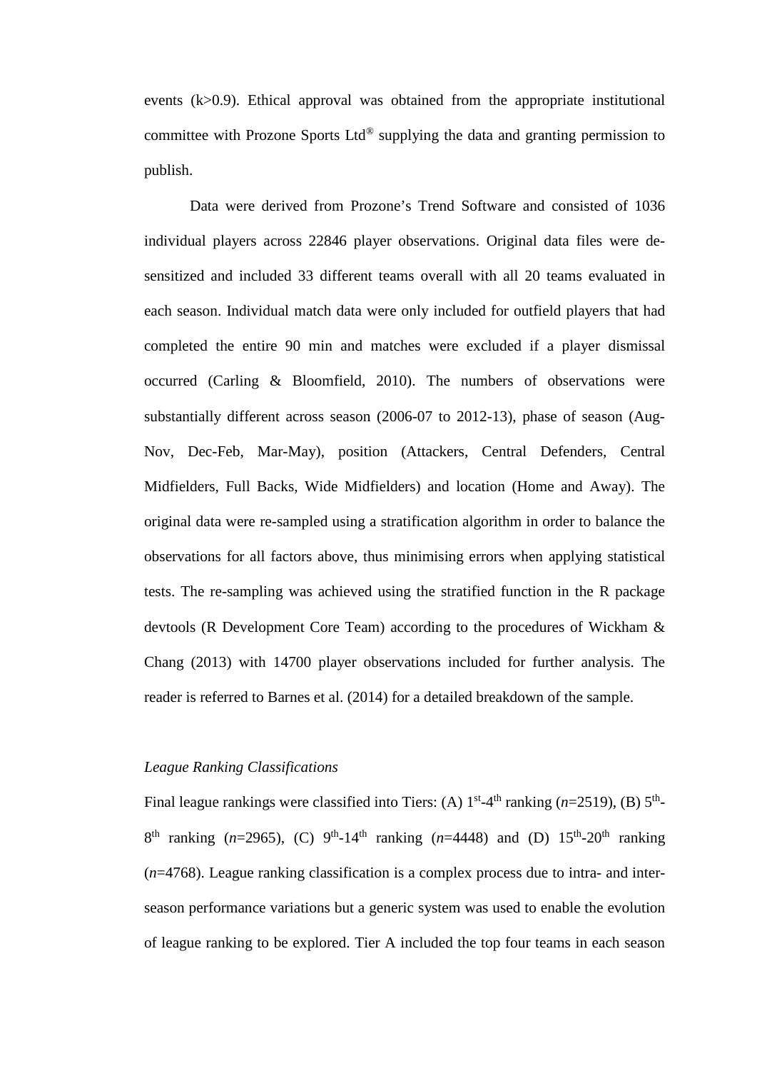events (k>0.9). Ethical approval was obtained from the appropriate institutional committee with Prozone Sports Ltd® supplying the data and granting permission to publish.

Data were derived from Prozone's Trend Software and consisted of 1036 individual players across 22846 player observations. Original data files were de-sensitized and included 33 different teams overall with all 20 teams evaluated in each season. Individual match data were only included for outfield players that had completed the entire 90 min and matches were excluded if a player dismissal occurred (Carling & Bloomfield, 2010). The numbers of observations were substantially different across season (2006-07 to 2012-13), phase of season (Aug-Nov, Dec-Feb, Mar-May), position (Attackers, Central Defenders, Central Midfielders, Full Backs, Wide Midfielders) and location (Home and Away). The original data were re-sampled using a stratification algorithm in order to balance the observations for all factors above, thus minimising errors when applying statistical tests. The re-sampling was achieved using the stratified function in the R package devtools (R Development Core Team) according to the procedures of Wickham & Chang (2013) with 14700 player observations included for further analysis. The reader is referred to Barnes et al. (2014) for a detailed breakdown of the sample.

*League Ranking Classifications*

Final league rankings were classified into Tiers: (A) 1st-4th ranking (*n*=2519), (B) 5th-8th ranking (*n*=2965), (C) 9th-14th ranking (*n*=4448) and (D) 15th-20th ranking (*n*=4768). League ranking classification is a complex process due to intra- and inter-season performance variations but a generic system was used to enable the evolution of league ranking to be explored. Tier A included the top four teams in each season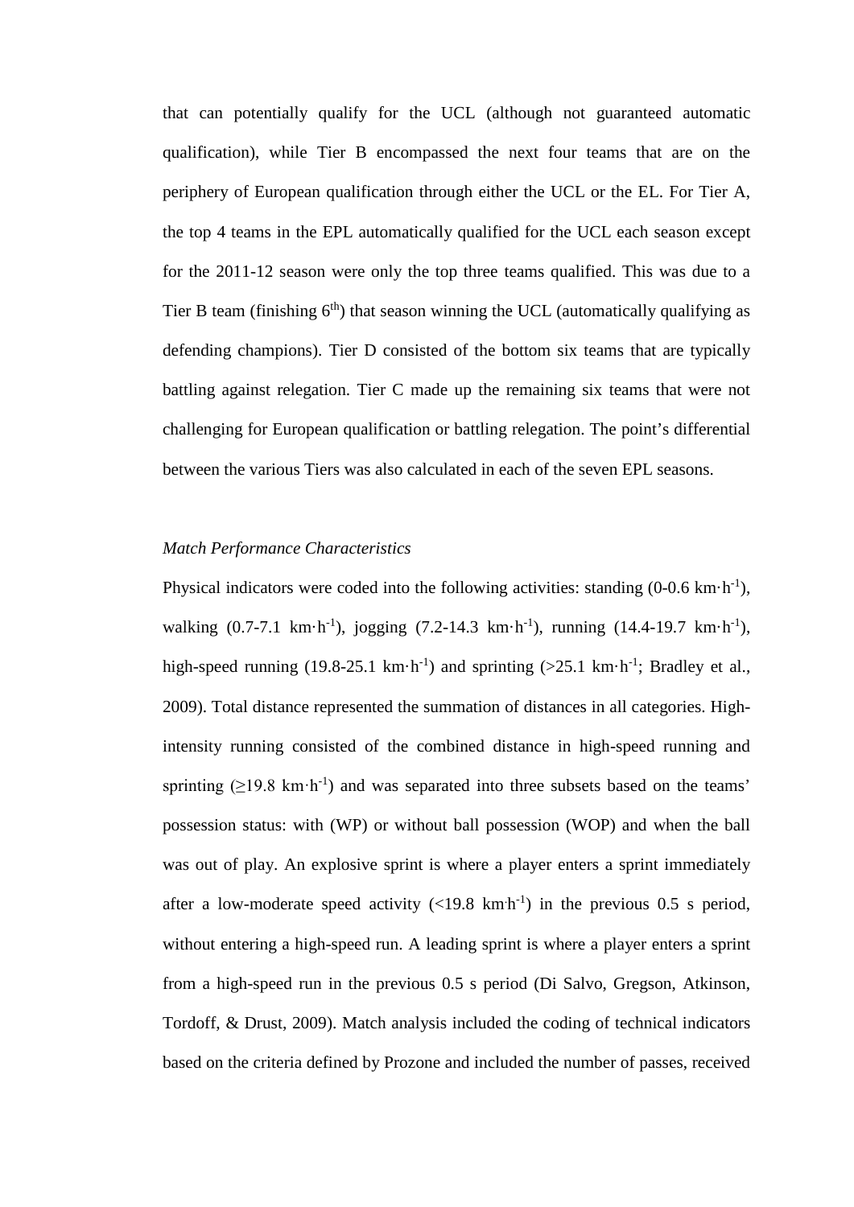that can potentially qualify for the UCL (although not guaranteed automatic qualification), while Tier B encompassed the next four teams that are on the periphery of European qualification through either the UCL or the EL. For Tier A, the top 4 teams in the EPL automatically qualified for the UCL each season except for the 2011-12 season were only the top three teams qualified. This was due to a Tier B team (finishing 6$^{th}$) that season winning the UCL (automatically qualifying as defending champions). Tier D consisted of the bottom six teams that are typically battling against relegation. Tier C made up the remaining six teams that were not challenging for European qualification or battling relegation. The point's differential between the various Tiers was also calculated in each of the seven EPL seasons.

*Match Performance Characteristics*

Physical indicators were coded into the following activities: standing (0-0.6 km·h$^{-1}$), walking (0.7-7.1 km·h$^{-1}$), jogging (7.2-14.3 km·h$^{-1}$), running (14.4-19.7 km·h$^{-1}$), high-speed running (19.8-25.1 km·h$^{-1}$) and sprinting (>25.1 km·h$^{-1}$; Bradley et al., 2009). Total distance represented the summation of distances in all categories. High-intensity running consisted of the combined distance in high-speed running and sprinting (≥19.8 km·h$^{-1}$) and was separated into three subsets based on the teams' possession status: with (WP) or without ball possession (WOP) and when the ball was out of play. An explosive sprint is where a player enters a sprint immediately after a low-moderate speed activity (<19.8 km·h$^{-1}$) in the previous 0.5 s period, without entering a high-speed run. A leading sprint is where a player enters a sprint from a high-speed run in the previous 0.5 s period (Di Salvo, Gregson, Atkinson, Tordoff, & Drust, 2009). Match analysis included the coding of technical indicators based on the criteria defined by Prozone and included the number of passes, received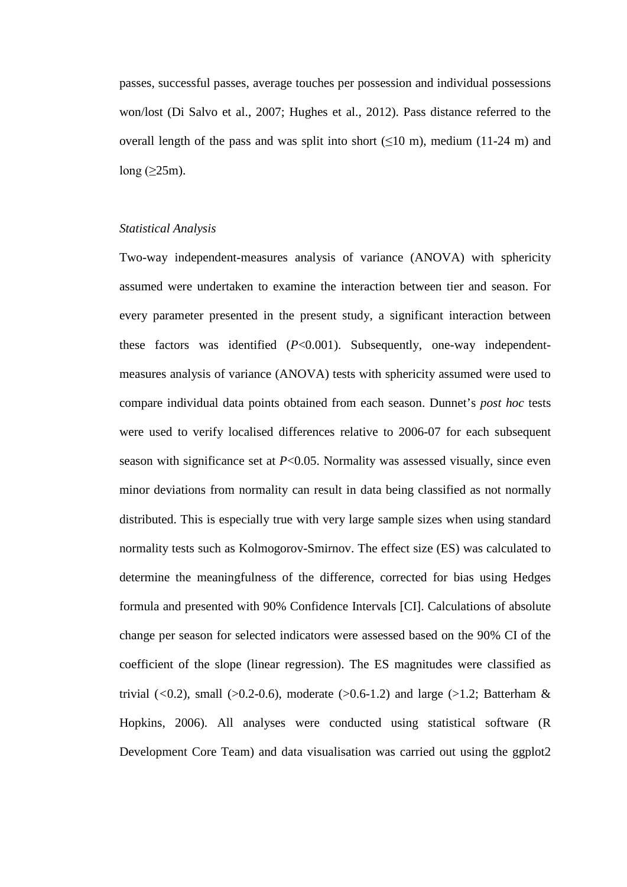passes, successful passes, average touches per possession and individual possessions won/lost (Di Salvo et al., 2007; Hughes et al., 2012). Pass distance referred to the overall length of the pass and was split into short ($\leq$10 m), medium (11-24 m) and long ($\geq$25m).

*Statistical Analysis*

Two-way independent-measures analysis of variance (ANOVA) with sphericity assumed were undertaken to examine the interaction between tier and season. For every parameter presented in the present study, a significant interaction between these factors was identified ($P<0.001$). Subsequently, one-way independent-measures analysis of variance (ANOVA) tests with sphericity assumed were used to compare individual data points obtained from each season. Dunnet's *post hoc* tests were used to verify localised differences relative to 2006-07 for each subsequent season with significance set at $P<0.05$. Normality was assessed visually, since even minor deviations from normality can result in data being classified as not normally distributed. This is especially true with very large sample sizes when using standard normality tests such as Kolmogorov-Smirnov. The effect size (ES) was calculated to determine the meaningfulness of the difference, corrected for bias using Hedges formula and presented with 90% Confidence Intervals [CI]. Calculations of absolute change per season for selected indicators were assessed based on the 90% CI of the coefficient of the slope (linear regression). The ES magnitudes were classified as trivial (<0.2), small (>0.2-0.6), moderate (>0.6-1.2) and large (>1.2; Batterham & Hopkins, 2006). All analyses were conducted using statistical software (R Development Core Team) and data visualisation was carried out using the ggplot2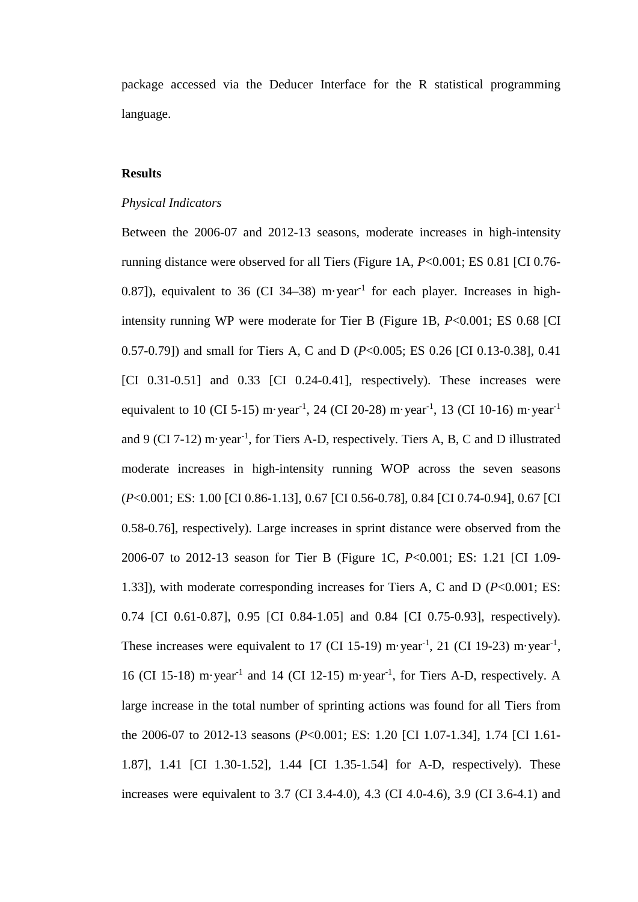package accessed via the Deducer Interface for the R statistical programming language.

## Results

### *Physical Indicators*

Between the 2006-07 and 2012-13 seasons, moderate increases in high-intensity running distance were observed for all Tiers (Figure 1A, $P<0.001$; ES 0.81 [CI 0.76-0.87]), equivalent to 36 (CI 34–38) m·year$^{-1}$ for each player. Increases in high-intensity running WP were moderate for Tier B (Figure 1B, $P<0.001$; ES 0.68 [CI 0.57-0.79]) and small for Tiers A, C and D ($P<0.005$; ES 0.26 [CI 0.13-0.38], 0.41 [CI 0.31-0.51] and 0.33 [CI 0.24-0.41], respectively). These increases were equivalent to 10 (CI 5-15) m·year$^{-1}$, 24 (CI 20-28) m·year$^{-1}$, 13 (CI 10-16) m·year$^{-1}$ and 9 (CI 7-12) m·year$^{-1}$, for Tiers A-D, respectively. Tiers A, B, C and D illustrated moderate increases in high-intensity running WOP across the seven seasons ($P<0.001$; ES: 1.00 [CI 0.86-1.13], 0.67 [CI 0.56-0.78], 0.84 [CI 0.74-0.94], 0.67 [CI 0.58-0.76], respectively). Large increases in sprint distance were observed from the 2006-07 to 2012-13 season for Tier B (Figure 1C, $P<0.001$; ES: 1.21 [CI 1.09-1.33]), with moderate corresponding increases for Tiers A, C and D ($P<0.001$; ES: 0.74 [CI 0.61-0.87], 0.95 [CI 0.84-1.05] and 0.84 [CI 0.75-0.93], respectively). These increases were equivalent to 17 (CI 15-19) m·year$^{-1}$, 21 (CI 19-23) m·year$^{-1}$, 16 (CI 15-18) m·year$^{-1}$ and 14 (CI 12-15) m·year$^{-1}$, for Tiers A-D, respectively. A large increase in the total number of sprinting actions was found for all Tiers from the 2006-07 to 2012-13 seasons ($P<0.001$; ES: 1.20 [CI 1.07-1.34], 1.74 [CI 1.61-1.87], 1.41 [CI 1.30-1.52], 1.44 [CI 1.35-1.54] for A-D, respectively). These increases were equivalent to 3.7 (CI 3.4-4.0), 4.3 (CI 4.0-4.6), 3.9 (CI 3.6-4.1) and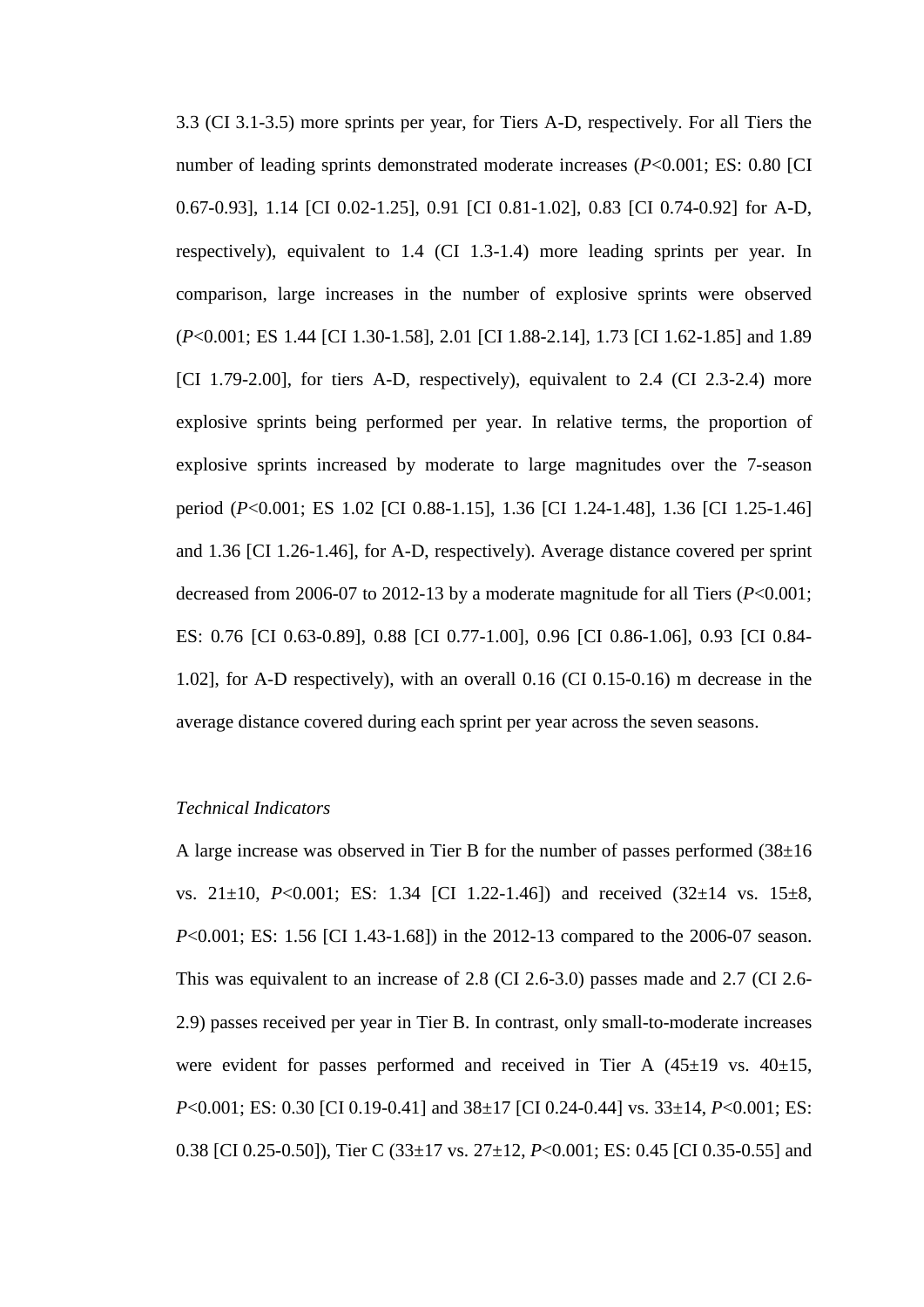3.3 (CI 3.1-3.5) more sprints per year, for Tiers A-D, respectively. For all Tiers the number of leading sprints demonstrated moderate increases ($P<0.001$; ES: 0.80 [CI 0.67-0.93], 1.14 [CI 0.02-1.25], 0.91 [CI 0.81-1.02], 0.83 [CI 0.74-0.92] for A-D, respectively), equivalent to 1.4 (CI 1.3-1.4) more leading sprints per year. In comparison, large increases in the number of explosive sprints were observed ($P<0.001$; ES 1.44 [CI 1.30-1.58], 2.01 [CI 1.88-2.14], 1.73 [CI 1.62-1.85] and 1.89 [CI 1.79-2.00], for tiers A-D, respectively), equivalent to 2.4 (CI 2.3-2.4) more explosive sprints being performed per year. In relative terms, the proportion of explosive sprints increased by moderate to large magnitudes over the 7-season period ($P<0.001$; ES 1.02 [CI 0.88-1.15], 1.36 [CI 1.24-1.48], 1.36 [CI 1.25-1.46] and 1.36 [CI 1.26-1.46], for A-D, respectively). Average distance covered per sprint decreased from 2006-07 to 2012-13 by a moderate magnitude for all Tiers ($P<0.001$; ES: 0.76 [CI 0.63-0.89], 0.88 [CI 0.77-1.00], 0.96 [CI 0.86-1.06], 0.93 [CI 0.84-1.02], for A-D respectively), with an overall 0.16 (CI 0.15-0.16) m decrease in the average distance covered during each sprint per year across the seven seasons.

*Technical Indicators*

A large increase was observed in Tier B for the number of passes performed (38±16 vs. 21±10, $P<0.001$; ES: 1.34 [CI 1.22-1.46]) and received (32±14 vs. 15±8, $P<0.001$; ES: 1.56 [CI 1.43-1.68]) in the 2012-13 compared to the 2006-07 season. This was equivalent to an increase of 2.8 (CI 2.6-3.0) passes made and 2.7 (CI 2.6-2.9) passes received per year in Tier B. In contrast, only small-to-moderate increases were evident for passes performed and received in Tier A (45±19 vs. 40±15, $P<0.001$; ES: 0.30 [CI 0.19-0.41] and 38±17 [CI 0.24-0.44] vs. 33±14, $P<0.001$; ES: 0.38 [CI 0.25-0.50]), Tier C (33±17 vs. 27±12, $P<0.001$; ES: 0.45 [CI 0.35-0.55] and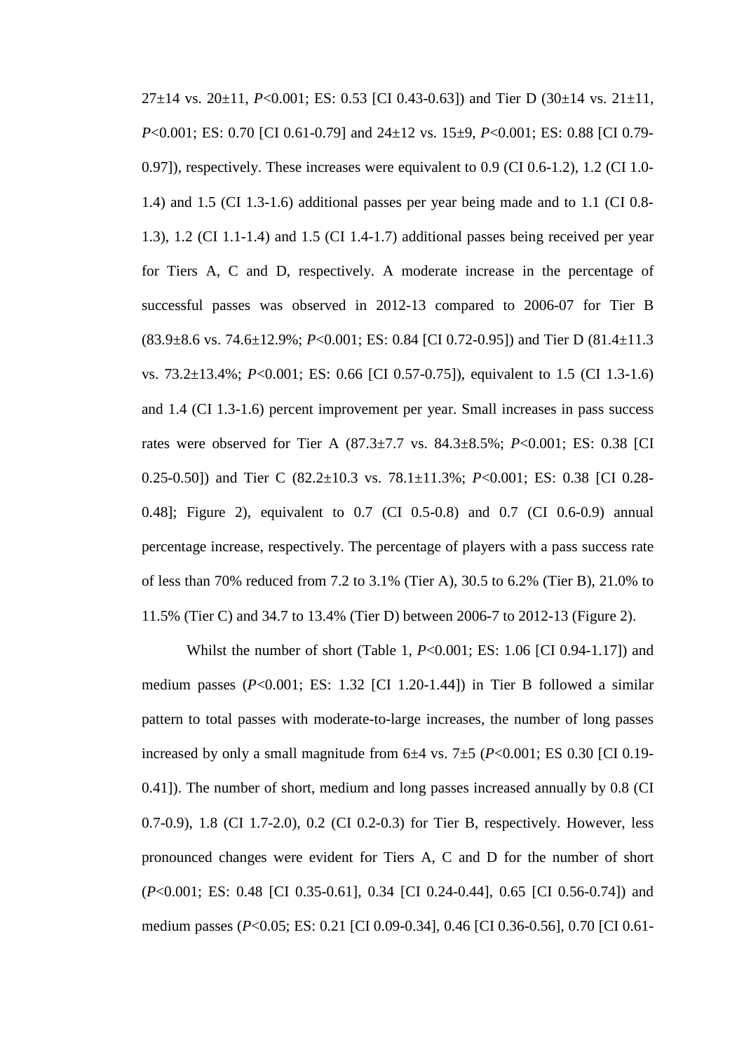27±14 vs. 20±11, *P*<0.001; ES: 0.53 [CI 0.43-0.63]) and Tier D (30±14 vs. 21±11, *P*<0.001; ES: 0.70 [CI 0.61-0.79] and 24±12 vs. 15±9, *P*<0.001; ES: 0.88 [CI 0.79-0.97]), respectively. These increases were equivalent to 0.9 (CI 0.6-1.2), 1.2 (CI 1.0-1.4) and 1.5 (CI 1.3-1.6) additional passes per year being made and to 1.1 (CI 0.8-1.3), 1.2 (CI 1.1-1.4) and 1.5 (CI 1.4-1.7) additional passes being received per year for Tiers A, C and D, respectively. A moderate increase in the percentage of successful passes was observed in 2012-13 compared to 2006-07 for Tier B (83.9±8.6 vs. 74.6±12.9%; *P*<0.001; ES: 0.84 [CI 0.72-0.95]) and Tier D (81.4±11.3 vs. 73.2±13.4%; *P*<0.001; ES: 0.66 [CI 0.57-0.75]), equivalent to 1.5 (CI 1.3-1.6) and 1.4 (CI 1.3-1.6) percent improvement per year. Small increases in pass success rates were observed for Tier A (87.3±7.7 vs. 84.3±8.5%; *P*<0.001; ES: 0.38 [CI 0.25-0.50]) and Tier C (82.2±10.3 vs. 78.1±11.3%; *P*<0.001; ES: 0.38 [CI 0.28-0.48]; Figure 2), equivalent to 0.7 (CI 0.5-0.8) and 0.7 (CI 0.6-0.9) annual percentage increase, respectively. The percentage of players with a pass success rate of less than 70% reduced from 7.2 to 3.1% (Tier A), 30.5 to 6.2% (Tier B), 21.0% to 11.5% (Tier C) and 34.7 to 13.4% (Tier D) between 2006-7 to 2012-13 (Figure 2).

Whilst the number of short (Table 1, *P*<0.001; ES: 1.06 [CI 0.94-1.17]) and medium passes (*P*<0.001; ES: 1.32 [CI 1.20-1.44]) in Tier B followed a similar pattern to total passes with moderate-to-large increases, the number of long passes increased by only a small magnitude from 6±4 vs. 7±5 (*P*<0.001; ES 0.30 [CI 0.19-0.41]). The number of short, medium and long passes increased annually by 0.8 (CI 0.7-0.9), 1.8 (CI 1.7-2.0), 0.2 (CI 0.2-0.3) for Tier B, respectively. However, less pronounced changes were evident for Tiers A, C and D for the number of short (*P*<0.001; ES: 0.48 [CI 0.35-0.61], 0.34 [CI 0.24-0.44], 0.65 [CI 0.56-0.74]) and medium passes (*P*<0.05; ES: 0.21 [CI 0.09-0.34], 0.46 [CI 0.36-0.56], 0.70 [CI 0.61-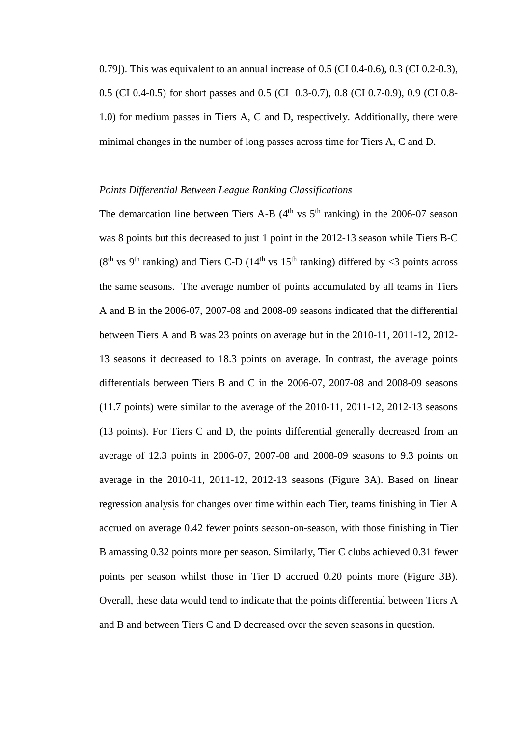0.79]). This was equivalent to an annual increase of 0.5 (CI 0.4-0.6), 0.3 (CI 0.2-0.3), 0.5 (CI 0.4-0.5) for short passes and 0.5 (CI 0.3-0.7), 0.8 (CI 0.7-0.9), 0.9 (CI 0.8-1.0) for medium passes in Tiers A, C and D, respectively. Additionally, there were minimal changes in the number of long passes across time for Tiers A, C and D.

*Points Differential Between League Ranking Classifications*

The demarcation line between Tiers A-B (4$^{th}$ vs 5$^{th}$ ranking) in the 2006-07 season was 8 points but this decreased to just 1 point in the 2012-13 season while Tiers B-C (8$^{th}$ vs 9$^{th}$ ranking) and Tiers C-D (14$^{th}$ vs 15$^{th}$ ranking) differed by <3 points across the same seasons. The average number of points accumulated by all teams in Tiers A and B in the 2006-07, 2007-08 and 2008-09 seasons indicated that the differential between Tiers A and B was 23 points on average but in the 2010-11, 2011-12, 2012-13 seasons it decreased to 18.3 points on average. In contrast, the average points differentials between Tiers B and C in the 2006-07, 2007-08 and 2008-09 seasons (11.7 points) were similar to the average of the 2010-11, 2011-12, 2012-13 seasons (13 points). For Tiers C and D, the points differential generally decreased from an average of 12.3 points in 2006-07, 2007-08 and 2008-09 seasons to 9.3 points on average in the 2010-11, 2011-12, 2012-13 seasons (Figure 3A). Based on linear regression analysis for changes over time within each Tier, teams finishing in Tier A accrued on average 0.42 fewer points season-on-season, with those finishing in Tier B amassing 0.32 points more per season. Similarly, Tier C clubs achieved 0.31 fewer points per season whilst those in Tier D accrued 0.20 points more (Figure 3B). Overall, these data would tend to indicate that the points differential between Tiers A and B and between Tiers C and D decreased over the seven seasons in question.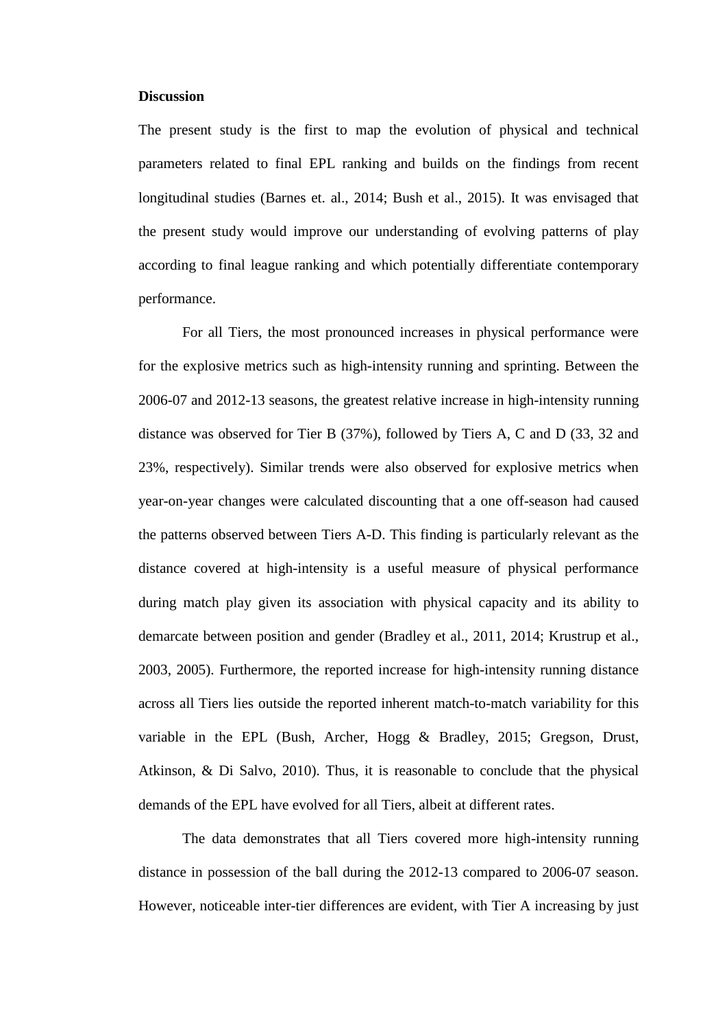**Discussion**

The present study is the first to map the evolution of physical and technical parameters related to final EPL ranking and builds on the findings from recent longitudinal studies (Barnes et. al., 2014; Bush et al., 2015). It was envisaged that the present study would improve our understanding of evolving patterns of play according to final league ranking and which potentially differentiate contemporary performance.

For all Tiers, the most pronounced increases in physical performance were for the explosive metrics such as high-intensity running and sprinting. Between the 2006-07 and 2012-13 seasons, the greatest relative increase in high-intensity running distance was observed for Tier B (37%), followed by Tiers A, C and D (33, 32 and 23%, respectively). Similar trends were also observed for explosive metrics when year-on-year changes were calculated discounting that a one off-season had caused the patterns observed between Tiers A-D. This finding is particularly relevant as the distance covered at high-intensity is a useful measure of physical performance during match play given its association with physical capacity and its ability to demarcate between position and gender (Bradley et al., 2011, 2014; Krustrup et al., 2003, 2005). Furthermore, the reported increase for high-intensity running distance across all Tiers lies outside the reported inherent match-to-match variability for this variable in the EPL (Bush, Archer, Hogg & Bradley, 2015; Gregson, Drust, Atkinson, & Di Salvo, 2010). Thus, it is reasonable to conclude that the physical demands of the EPL have evolved for all Tiers, albeit at different rates.

The data demonstrates that all Tiers covered more high-intensity running distance in possession of the ball during the 2012-13 compared to 2006-07 season. However, noticeable inter-tier differences are evident, with Tier A increasing by just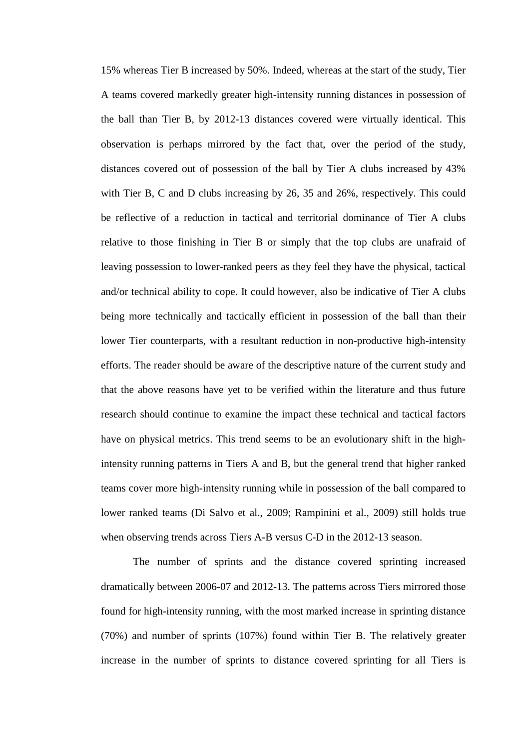15% whereas Tier B increased by 50%. Indeed, whereas at the start of the study, Tier A teams covered markedly greater high-intensity running distances in possession of the ball than Tier B, by 2012-13 distances covered were virtually identical. This observation is perhaps mirrored by the fact that, over the period of the study, distances covered out of possession of the ball by Tier A clubs increased by 43% with Tier B, C and D clubs increasing by 26, 35 and 26%, respectively. This could be reflective of a reduction in tactical and territorial dominance of Tier A clubs relative to those finishing in Tier B or simply that the top clubs are unafraid of leaving possession to lower-ranked peers as they feel they have the physical, tactical and/or technical ability to cope. It could however, also be indicative of Tier A clubs being more technically and tactically efficient in possession of the ball than their lower Tier counterparts, with a resultant reduction in non-productive high-intensity efforts. The reader should be aware of the descriptive nature of the current study and that the above reasons have yet to be verified within the literature and thus future research should continue to examine the impact these technical and tactical factors have on physical metrics. This trend seems to be an evolutionary shift in the high-intensity running patterns in Tiers A and B, but the general trend that higher ranked teams cover more high-intensity running while in possession of the ball compared to lower ranked teams (Di Salvo et al., 2009; Rampinini et al., 2009) still holds true when observing trends across Tiers A-B versus C-D in the 2012-13 season.

The number of sprints and the distance covered sprinting increased dramatically between 2006-07 and 2012-13. The patterns across Tiers mirrored those found for high-intensity running, with the most marked increase in sprinting distance (70%) and number of sprints (107%) found within Tier B. The relatively greater increase in the number of sprints to distance covered sprinting for all Tiers is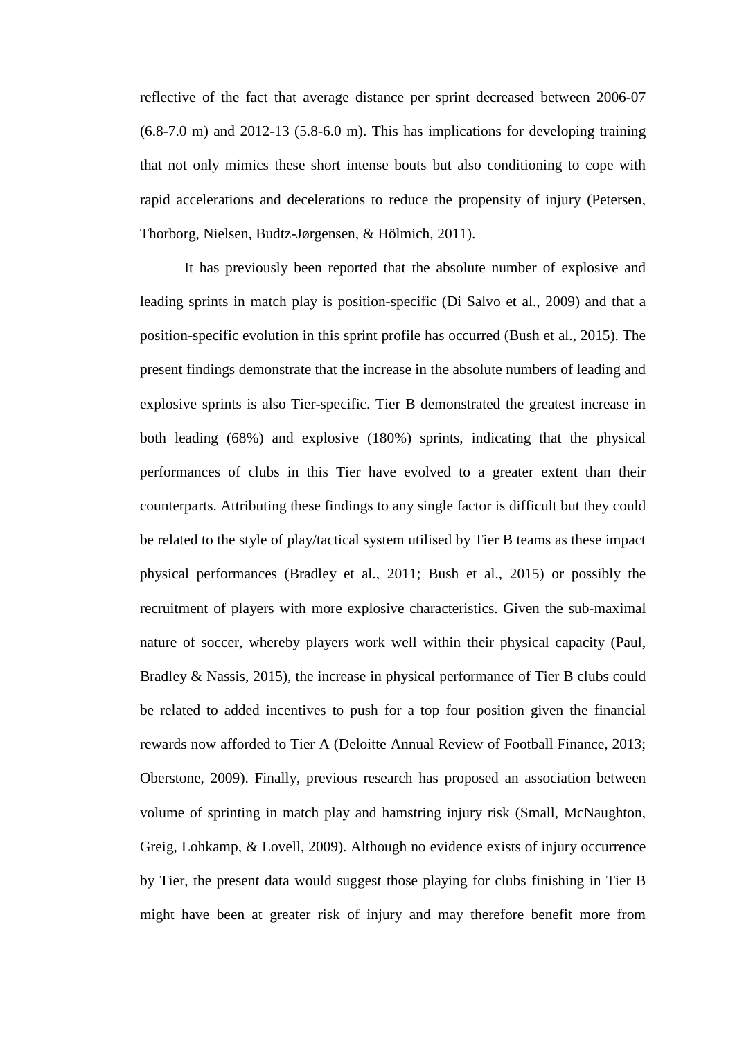reflective of the fact that average distance per sprint decreased between 2006-07 (6.8-7.0 m) and 2012-13 (5.8-6.0 m). This has implications for developing training that not only mimics these short intense bouts but also conditioning to cope with rapid accelerations and decelerations to reduce the propensity of injury (Petersen, Thorborg, Nielsen, Budtz-Jørgensen, & Hölmich, 2011).

It has previously been reported that the absolute number of explosive and leading sprints in match play is position-specific (Di Salvo et al., 2009) and that a position-specific evolution in this sprint profile has occurred (Bush et al., 2015). The present findings demonstrate that the increase in the absolute numbers of leading and explosive sprints is also Tier-specific. Tier B demonstrated the greatest increase in both leading (68%) and explosive (180%) sprints, indicating that the physical performances of clubs in this Tier have evolved to a greater extent than their counterparts. Attributing these findings to any single factor is difficult but they could be related to the style of play/tactical system utilised by Tier B teams as these impact physical performances (Bradley et al., 2011; Bush et al., 2015) or possibly the recruitment of players with more explosive characteristics. Given the sub-maximal nature of soccer, whereby players work well within their physical capacity (Paul, Bradley & Nassis, 2015), the increase in physical performance of Tier B clubs could be related to added incentives to push for a top four position given the financial rewards now afforded to Tier A (Deloitte Annual Review of Football Finance, 2013; Oberstone, 2009). Finally, previous research has proposed an association between volume of sprinting in match play and hamstring injury risk (Small, McNaughton, Greig, Lohkamp, & Lovell, 2009). Although no evidence exists of injury occurrence by Tier, the present data would suggest those playing for clubs finishing in Tier B might have been at greater risk of injury and may therefore benefit more from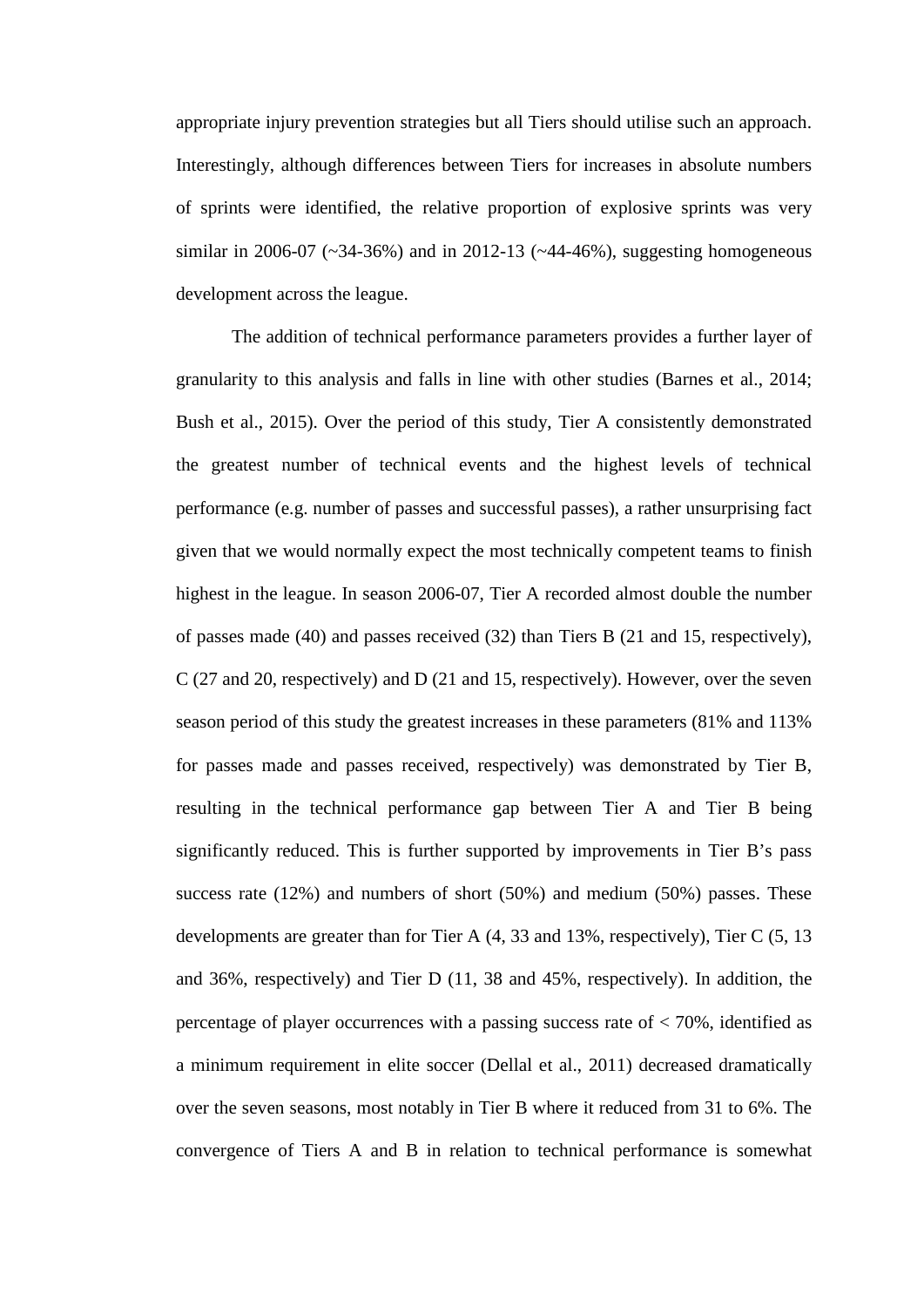appropriate injury prevention strategies but all Tiers should utilise such an approach. Interestingly, although differences between Tiers for increases in absolute numbers of sprints were identified, the relative proportion of explosive sprints was very similar in 2006-07 (~34-36%) and in 2012-13 (~44-46%), suggesting homogeneous development across the league.

The addition of technical performance parameters provides a further layer of granularity to this analysis and falls in line with other studies (Barnes et al., 2014; Bush et al., 2015). Over the period of this study, Tier A consistently demonstrated the greatest number of technical events and the highest levels of technical performance (e.g. number of passes and successful passes), a rather unsurprising fact given that we would normally expect the most technically competent teams to finish highest in the league. In season 2006-07, Tier A recorded almost double the number of passes made (40) and passes received (32) than Tiers B (21 and 15, respectively), C (27 and 20, respectively) and D (21 and 15, respectively). However, over the seven season period of this study the greatest increases in these parameters (81% and 113% for passes made and passes received, respectively) was demonstrated by Tier B, resulting in the technical performance gap between Tier A and Tier B being significantly reduced. This is further supported by improvements in Tier B's pass success rate (12%) and numbers of short (50%) and medium (50%) passes. These developments are greater than for Tier A (4, 33 and 13%, respectively), Tier C (5, 13 and 36%, respectively) and Tier D (11, 38 and 45%, respectively). In addition, the percentage of player occurrences with a passing success rate of < 70%, identified as a minimum requirement in elite soccer (Dellal et al., 2011) decreased dramatically over the seven seasons, most notably in Tier B where it reduced from 31 to 6%. The convergence of Tiers A and B in relation to technical performance is somewhat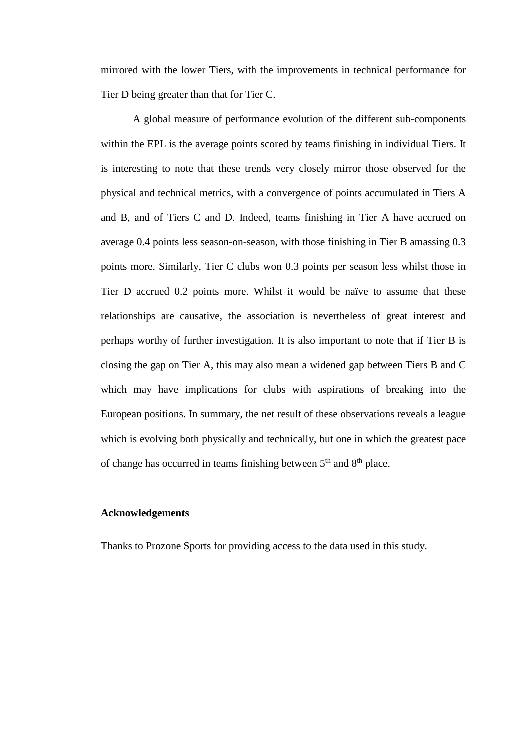mirrored with the lower Tiers, with the improvements in technical performance for Tier D being greater than that for Tier C.

A global measure of performance evolution of the different sub-components within the EPL is the average points scored by teams finishing in individual Tiers. It is interesting to note that these trends very closely mirror those observed for the physical and technical metrics, with a convergence of points accumulated in Tiers A and B, and of Tiers C and D. Indeed, teams finishing in Tier A have accrued on average 0.4 points less season-on-season, with those finishing in Tier B amassing 0.3 points more. Similarly, Tier C clubs won 0.3 points per season less whilst those in Tier D accrued 0.2 points more. Whilst it would be naïve to assume that these relationships are causative, the association is nevertheless of great interest and perhaps worthy of further investigation. It is also important to note that if Tier B is closing the gap on Tier A, this may also mean a widened gap between Tiers B and C which may have implications for clubs with aspirations of breaking into the European positions. In summary, the net result of these observations reveals a league which is evolving both physically and technically, but one in which the greatest pace of change has occurred in teams finishing between 5$^{th}$ and 8$^{th}$ place.

**Acknowledgements**

Thanks to Prozone Sports for providing access to the data used in this study.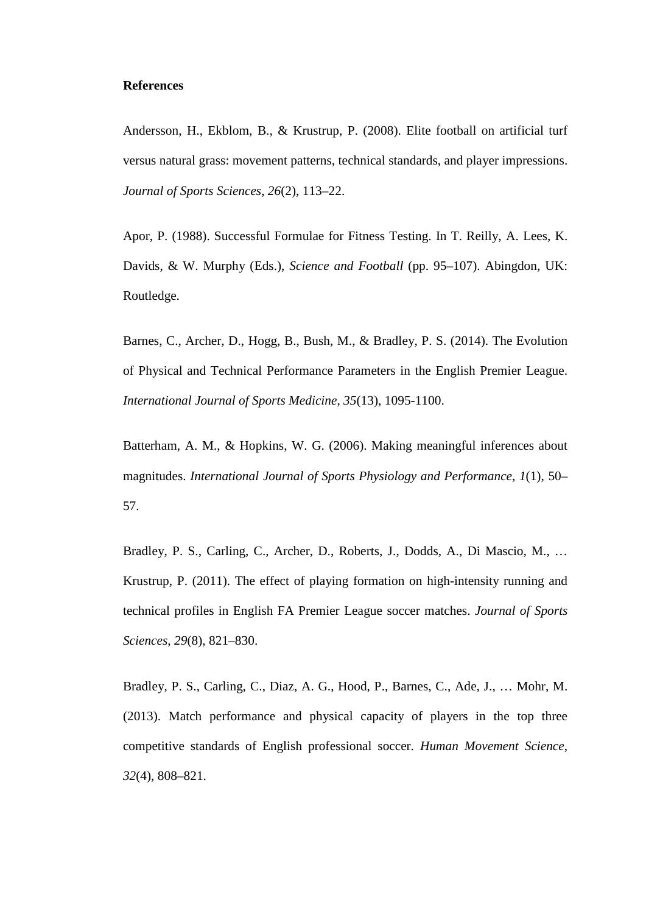**References**

Andersson, H., Ekblom, B., & Krustrup, P. (2008). Elite football on artificial turf versus natural grass: movement patterns, technical standards, and player impressions. *Journal of Sports Sciences*, *26*(2), 113–22.

Apor, P. (1988). Successful Formulae for Fitness Testing. In T. Reilly, A. Lees, K. Davids, & W. Murphy (Eds.), *Science and Football* (pp. 95–107). Abingdon, UK: Routledge.

Barnes, C., Archer, D., Hogg, B., Bush, M., & Bradley, P. S. (2014). The Evolution of Physical and Technical Performance Parameters in the English Premier League. *International Journal of Sports Medicine*, *35*(13), 1095-1100.

Batterham, A. M., & Hopkins, W. G. (2006). Making meaningful inferences about magnitudes. *International Journal of Sports Physiology and Performance*, *1*(1), 50–57.

Bradley, P. S., Carling, C., Archer, D., Roberts, J., Dodds, A., Di Mascio, M., … Krustrup, P. (2011). The effect of playing formation on high-intensity running and technical profiles in English FA Premier League soccer matches. *Journal of Sports Sciences*, *29*(8), 821–830.

Bradley, P. S., Carling, C., Diaz, A. G., Hood, P., Barnes, C., Ade, J., … Mohr, M. (2013). Match performance and physical capacity of players in the top three competitive standards of English professional soccer. *Human Movement Science*, *32*(4), 808–821.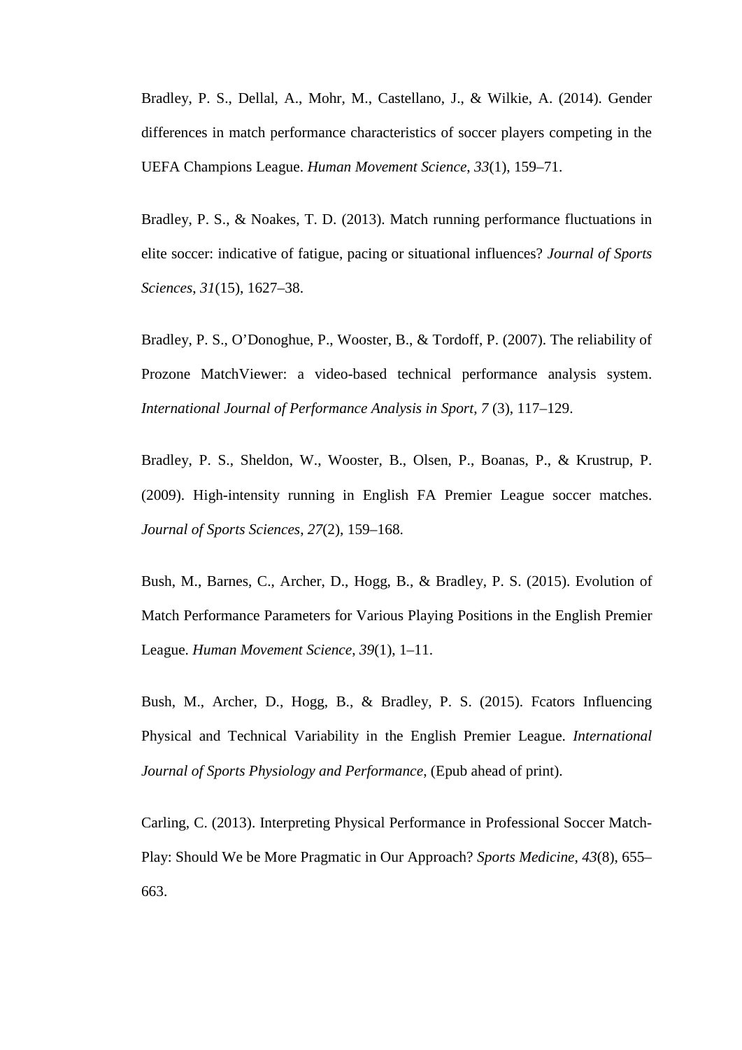Bradley, P. S., Dellal, A., Mohr, M., Castellano, J., & Wilkie, A. (2014). Gender differences in match performance characteristics of soccer players competing in the UEFA Champions League. *Human Movement Science*, *33*(1), 159–71.

Bradley, P. S., & Noakes, T. D. (2013). Match running performance fluctuations in elite soccer: indicative of fatigue, pacing or situational influences? *Journal of Sports Sciences*, *31*(15), 1627–38.

Bradley, P. S., O'Donoghue, P., Wooster, B., & Tordoff, P. (2007). The reliability of Prozone MatchViewer: a video-based technical performance analysis system. *International Journal of Performance Analysis in Sport*, *7* (3), 117–129.

Bradley, P. S., Sheldon, W., Wooster, B., Olsen, P., Boanas, P., & Krustrup, P. (2009). High-intensity running in English FA Premier League soccer matches. *Journal of Sports Sciences*, *27*(2), 159–168.

Bush, M., Barnes, C., Archer, D., Hogg, B., & Bradley, P. S. (2015). Evolution of Match Performance Parameters for Various Playing Positions in the English Premier League. *Human Movement Science*, *39*(1), 1–11.

Bush, M., Archer, D., Hogg, B., & Bradley, P. S. (2015). Fcators Influencing Physical and Technical Variability in the English Premier League. *International Journal of Sports Physiology and Performance*, (Epub ahead of print).

Carling, C. (2013). Interpreting Physical Performance in Professional Soccer Match-Play: Should We be More Pragmatic in Our Approach? *Sports Medicine*, *43*(8), 655–663.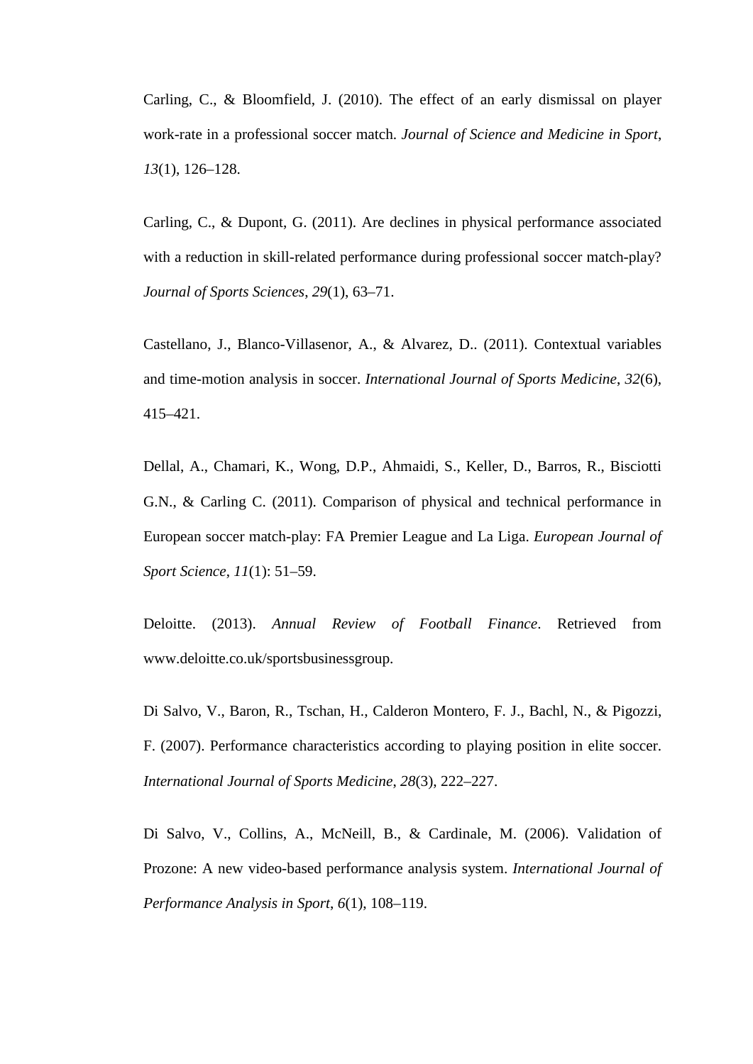Carling, C., & Bloomfield, J. (2010). The effect of an early dismissal on player work-rate in a professional soccer match. *Journal of Science and Medicine in Sport*, *13*(1), 126–128.

Carling, C., & Dupont, G. (2011). Are declines in physical performance associated with a reduction in skill-related performance during professional soccer match-play? *Journal of Sports Sciences*, *29*(1), 63–71.

Castellano, J., Blanco-Villasenor, A., & Alvarez, D.. (2011). Contextual variables and time-motion analysis in soccer. *International Journal of Sports Medicine*, *32*(6), 415–421.

Dellal, A., Chamari, K., Wong, D.P., Ahmaidi, S., Keller, D., Barros, R., Bisciotti G.N., & Carling C. (2011). Comparison of physical and technical performance in European soccer match-play: FA Premier League and La Liga. *European Journal of Sport Science*, *11*(1): 51–59.

Deloitte. (2013). *Annual Review of Football Finance*. Retrieved from www.deloitte.co.uk/sportsbusinessgroup.

Di Salvo, V., Baron, R., Tschan, H., Calderon Montero, F. J., Bachl, N., & Pigozzi, F. (2007). Performance characteristics according to playing position in elite soccer. *International Journal of Sports Medicine*, *28*(3), 222–227.

Di Salvo, V., Collins, A., McNeill, B., & Cardinale, M. (2006). Validation of Prozone: A new video-based performance analysis system. *International Journal of Performance Analysis in Sport*, *6*(1), 108–119.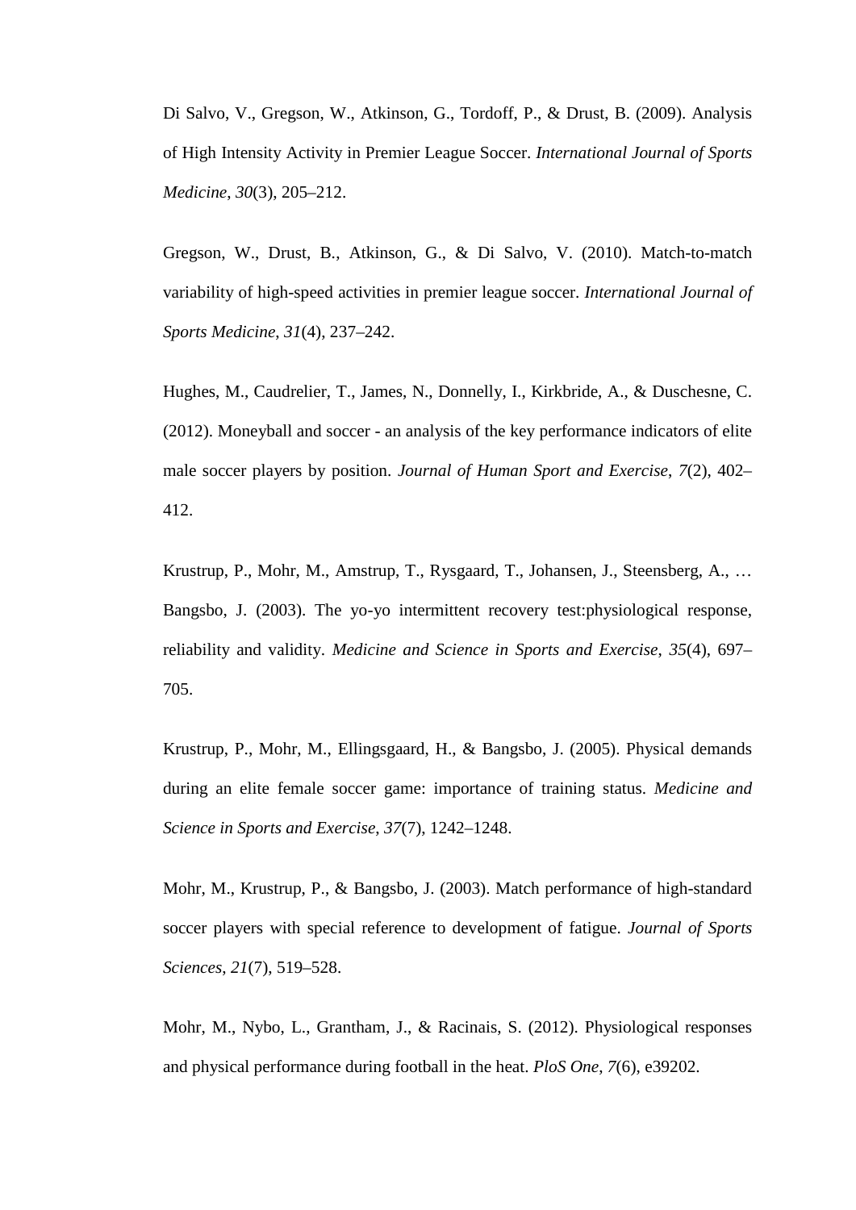Di Salvo, V., Gregson, W., Atkinson, G., Tordoff, P., & Drust, B. (2009). Analysis of High Intensity Activity in Premier League Soccer. *International Journal of Sports Medicine*, *30*(3), 205–212.

Gregson, W., Drust, B., Atkinson, G., & Di Salvo, V. (2010). Match-to-match variability of high-speed activities in premier league soccer. *International Journal of Sports Medicine*, *31*(4), 237–242.

Hughes, M., Caudrelier, T., James, N., Donnelly, I., Kirkbride, A., & Duschesne, C. (2012). Moneyball and soccer - an analysis of the key performance indicators of elite male soccer players by position. *Journal of Human Sport and Exercise*, *7*(2), 402–412.

Krustrup, P., Mohr, M., Amstrup, T., Rysgaard, T., Johansen, J., Steensberg, A., … Bangsbo, J. (2003). The yo-yo intermittent recovery test:physiological response, reliability and validity. *Medicine and Science in Sports and Exercise*, *35*(4), 697–705.

Krustrup, P., Mohr, M., Ellingsgaard, H., & Bangsbo, J. (2005). Physical demands during an elite female soccer game: importance of training status. *Medicine and Science in Sports and Exercise*, *37*(7), 1242–1248.

Mohr, M., Krustrup, P., & Bangsbo, J. (2003). Match performance of high-standard soccer players with special reference to development of fatigue. *Journal of Sports Sciences*, *21*(7), 519–528.

Mohr, M., Nybo, L., Grantham, J., & Racinais, S. (2012). Physiological responses and physical performance during football in the heat. *PloS One*, *7*(6), e39202.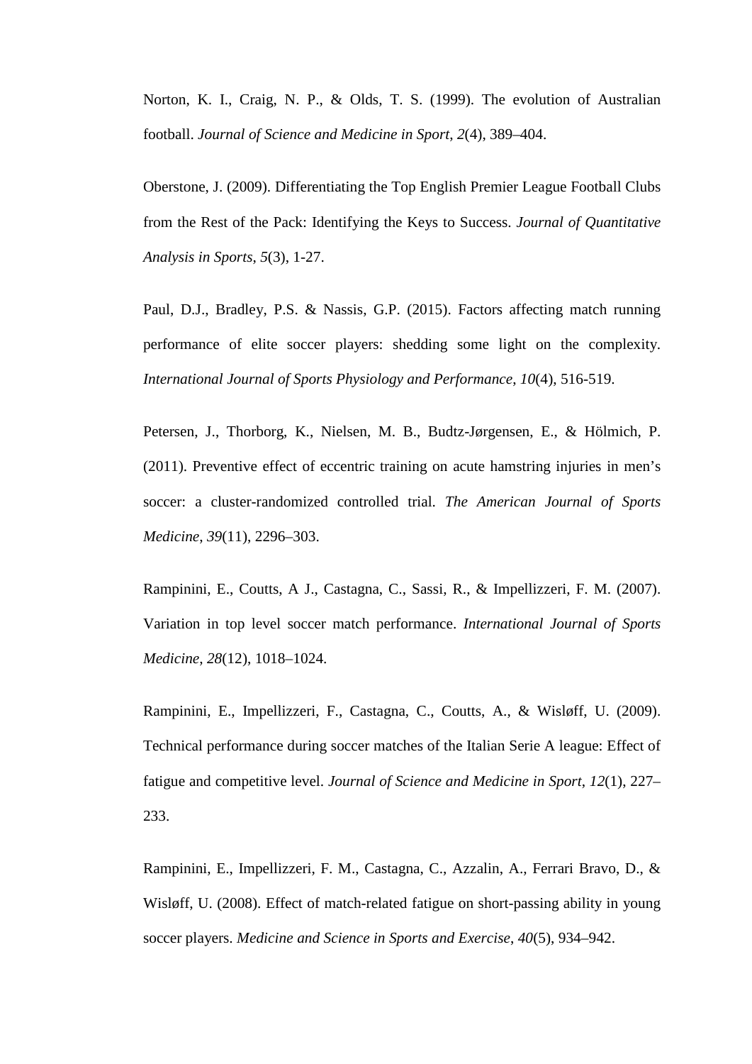Norton, K. I., Craig, N. P., & Olds, T. S. (1999). The evolution of Australian football. *Journal of Science and Medicine in Sport*, *2*(4), 389–404.

Oberstone, J. (2009). Differentiating the Top English Premier League Football Clubs from the Rest of the Pack: Identifying the Keys to Success. *Journal of Quantitative Analysis in Sports*, *5*(3), 1-27.

Paul, D.J., Bradley, P.S. & Nassis, G.P. (2015). Factors affecting match running performance of elite soccer players: shedding some light on the complexity. *International Journal of Sports Physiology and Performance*, *10*(4), 516-519.

Petersen, J., Thorborg, K., Nielsen, M. B., Budtz-Jørgensen, E., & Hölmich, P. (2011). Preventive effect of eccentric training on acute hamstring injuries in men's soccer: a cluster-randomized controlled trial. *The American Journal of Sports Medicine*, *39*(11), 2296–303.

Rampinini, E., Coutts, A J., Castagna, C., Sassi, R., & Impellizzeri, F. M. (2007). Variation in top level soccer match performance. *International Journal of Sports Medicine*, *28*(12), 1018–1024.

Rampinini, E., Impellizzeri, F., Castagna, C., Coutts, A., & Wisløff, U. (2009). Technical performance during soccer matches of the Italian Serie A league: Effect of fatigue and competitive level. *Journal of Science and Medicine in Sport*, *12*(1), 227–233.

Rampinini, E., Impellizzeri, F. M., Castagna, C., Azzalin, A., Ferrari Bravo, D., & Wisløff, U. (2008). Effect of match-related fatigue on short-passing ability in young soccer players. *Medicine and Science in Sports and Exercise*, *40*(5), 934–942.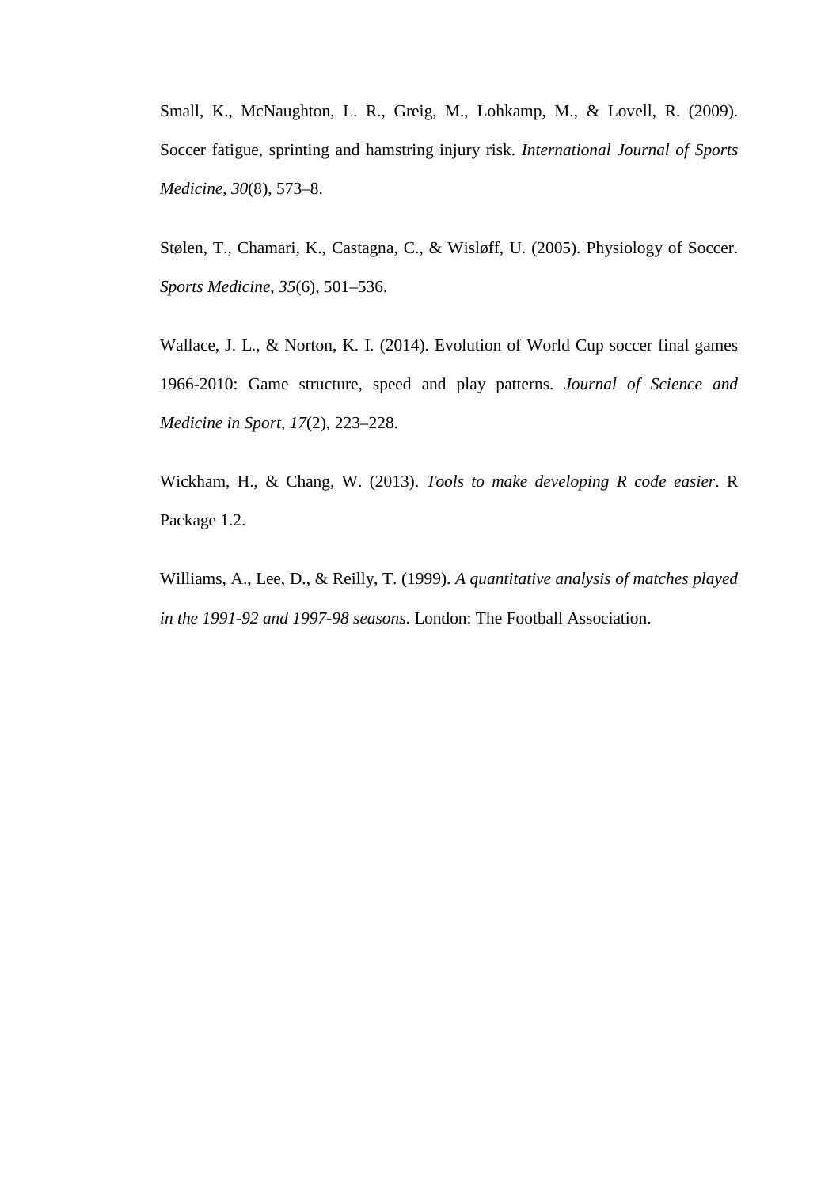Small, K., McNaughton, L. R., Greig, M., Lohkamp, M., & Lovell, R. (2009). Soccer fatigue, sprinting and hamstring injury risk. *International Journal of Sports Medicine*, *30*(8), 573–8.

Stølen, T., Chamari, K., Castagna, C., & Wisløff, U. (2005). Physiology of Soccer. *Sports Medicine*, *35*(6), 501–536.

Wallace, J. L., & Norton, K. I. (2014). Evolution of World Cup soccer final games 1966-2010: Game structure, speed and play patterns. *Journal of Science and Medicine in Sport*, *17*(2), 223–228.

Wickham, H., & Chang, W. (2013). *Tools to make developing R code easier*. R Package 1.2.

Williams, A., Lee, D., & Reilly, T. (1999). *A quantitative analysis of matches played in the 1991-92 and 1997-98 seasons*. London: The Football Association.